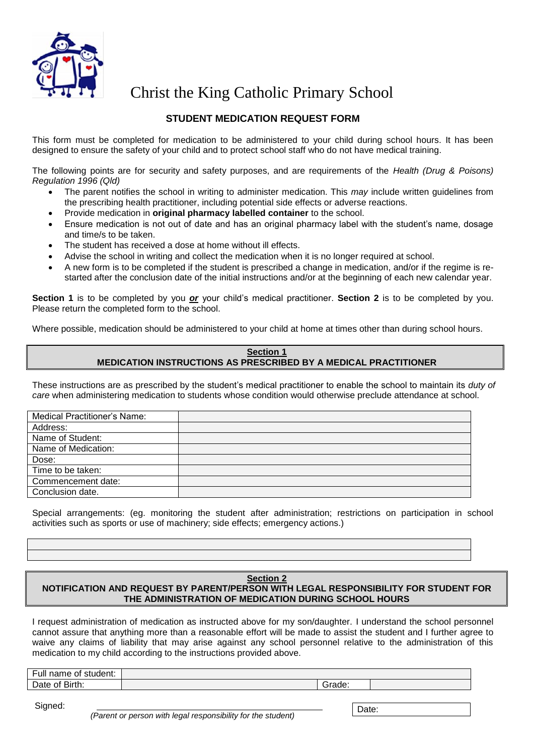// Christ the King Catholic Primary School

## STUDENT MEDICATION REQUEST FORM

This form must be completed for medication to be administered to your child during school hours. It has been designed to ensure the safety of your child and to protect school staff who do not have medical training.

The following points are for security and safety purposes, and are requirements of the *Health (Drug & Poisons) Regulation 1996 (Qld)*

- The parent notifies the school in writing to administer medication. This *may* include written guidelines from the prescribing health practitioner, including potential side effects or adverse reactions.
- Provide medication in **original pharmacy labelled container** to the school.
- Ensure medication is not out of date and has an original pharmacy label with the student's name, dosage and time/s to be taken.
- The student has received a dose at home without ill effects.
- Advise the school in writing and collect the medication when it is no longer required at school.
- A new form is to be completed if the student is prescribed a change in medication, and/or if the regime is re-started after the conclusion date of the initial instructions and/or at the beginning of each new calendar year.

**Section 1** is to be completed by you ***or*** your child's medical practitioner. **Section 2** is to be completed by you. Please return the completed form to the school.

Where possible, medication should be administered to your child at home at times other than during school hours.

### Section 1
### MEDICATION INSTRUCTIONS AS PRESCRIBED BY A MEDICAL PRACTITIONER

These instructions are as prescribed by the student's medical practitioner to enable the school to maintain its *duty of care* when administering medication to students whose condition would otherwise preclude attendance at school.

| | |
|---|---|
| Medical Practitioner's Name: | |
| Address: | |
| Name of Student: | |
| Name of Medication: | |
| Dose: | |
| Time to be taken: | |
| Commencement date: | |
| Conclusion date. | |

Special arrangements: (eg. monitoring the student after administration; restrictions on participation in school activities such as sports or use of machinery; side effects; emergency actions.)

| |
|---|
| |
| |

### Section 2
### NOTIFICATION AND REQUEST BY PARENT/PERSON WITH LEGAL RESPONSIBILITY FOR STUDENT FOR THE ADMINISTRATION OF MEDICATION DURING SCHOOL HOURS

I request administration of medication as instructed above for my son/daughter. I understand the school personnel cannot assure that anything more than a reasonable effort will be made to assist the student and I further agree to waive any claims of liability that may arise against any school personnel relative to the administration of this medication to my child according to the instructions provided above.

| | | | |
|---|---|---|---|
| Full name of student: | | | |
| Date of Birth: | | Grade: | |

Signed: ______________________________________

*(Parent or person with legal responsibility for the student)*

Date: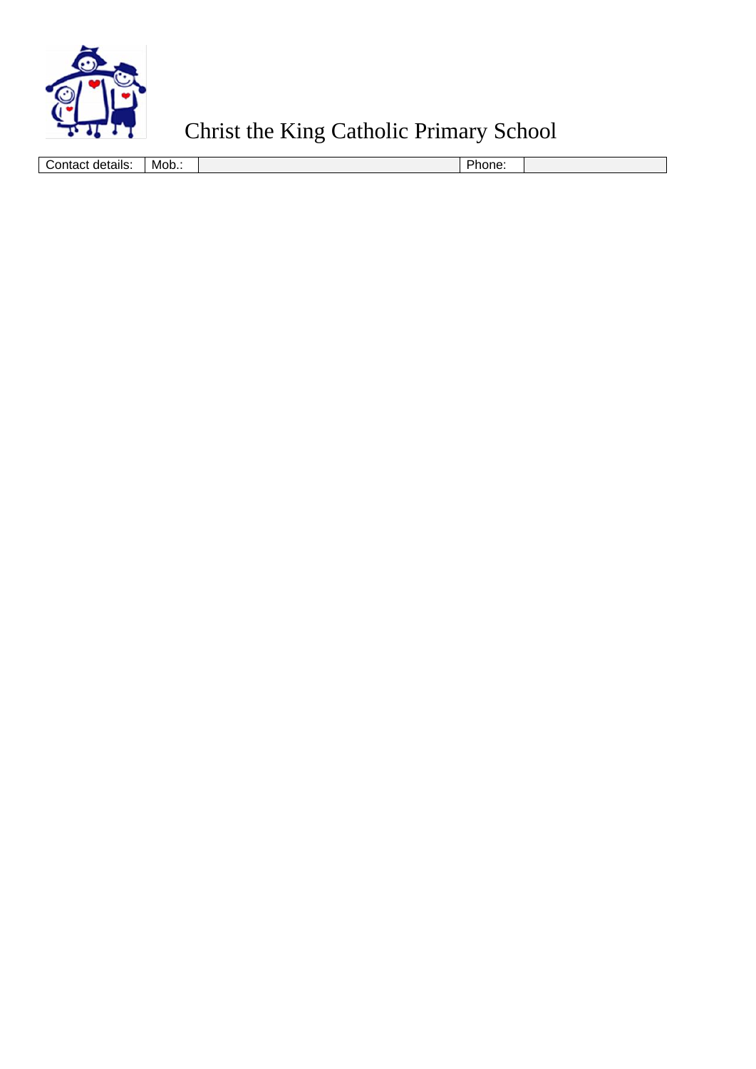# Christ the King Catholic Primary School

| | | | | |
|---|---|---|---|---|
| Contact details: | Mob.: | | Phone: | |